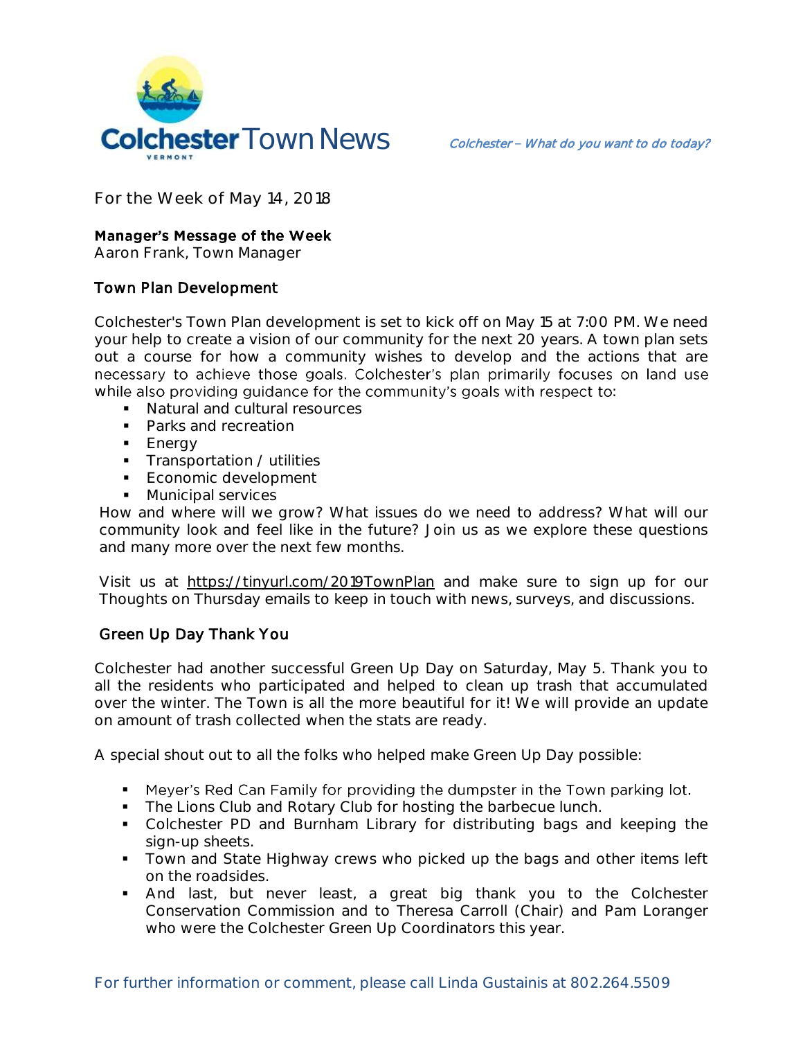# Colchester Town News

VERMONT

*Colchester – What do you want to do today?*

For the Week of May 14, 2018

**Manager's Message of the Week**
Aaron Frank, Town Manager

## Town Plan Development

Colchester's Town Plan development is set to kick off on May 15 at 7:00 PM. We need your help to create a vision of our community for the next 20 years. A town plan sets out a course for how a community wishes to develop and the actions that are necessary to achieve those goals. Colchester's plan primarily focuses on land use while also providing guidance for the community's goals with respect to:

- Natural and cultural resources
- Parks and recreation
- Energy
- Transportation / utilities
- Economic development
- Municipal services

How and where will we grow? What issues do we need to address? What will our community look and feel like in the future? Join us as we explore these questions and many more over the next few months.

Visit us at https://tinyurl.com/2019TownPlan and make sure to sign up for our Thoughts on Thursday emails to keep in touch with news, surveys, and discussions.

## Green Up Day Thank You

Colchester had another successful Green Up Day on Saturday, May 5. Thank you to all the residents who participated and helped to clean up trash that accumulated over the winter. The Town is all the more beautiful for it! We will provide an update on amount of trash collected when the stats are ready.

A special shout out to all the folks who helped make Green Up Day possible:

- Meyer's Red Can Family for providing the dumpster in the Town parking lot.
- The Lions Club and Rotary Club for hosting the barbecue lunch.
- Colchester PD and Burnham Library for distributing bags and keeping the sign-up sheets.
- Town and State Highway crews who picked up the bags and other items left on the roadsides.
- And last, but never least, a great big thank you to the Colchester Conservation Commission and to Theresa Carroll (Chair) and Pam Loranger who were the Colchester Green Up Coordinators this year.

For further information or comment, please call Linda Gustainis at 802.264.5509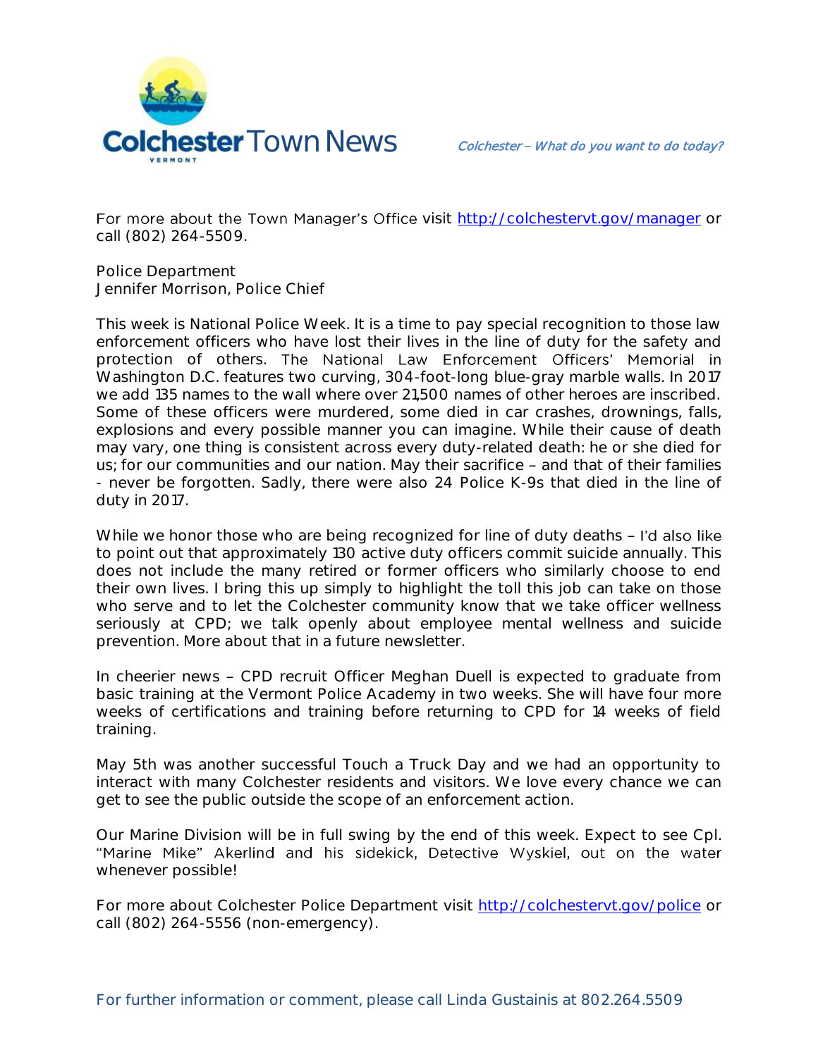For more about the Town Manager's Office visit http://colchestervt.gov/manager or call (802) 264-5509.

Police Department
Jennifer Morrison, Police Chief

This week is National Police Week. It is a time to pay special recognition to those law enforcement officers who have lost their lives in the line of duty for the safety and protection of others. The National Law Enforcement Officers' Memorial in Washington D.C. features two curving, 304-foot-long blue-gray marble walls. In 2017 we add 135 names to the wall where over 21,500 names of other heroes are inscribed. Some of these officers were murdered, some died in car crashes, drownings, falls, explosions and every possible manner you can imagine. While their cause of death may vary, one thing is consistent across every duty-related death: he or she died for us; for our communities and our nation. May their sacrifice – and that of their families - never be forgotten. Sadly, there were also 24 Police K-9s that died in the line of duty in 2017.

While we honor those who are being recognized for line of duty deaths – I'd also like to point out that approximately 130 active duty officers commit suicide annually. This does not include the many retired or former officers who similarly choose to end their own lives. I bring this up simply to highlight the toll this job can take on those who serve and to let the Colchester community know that we take officer wellness seriously at CPD; we talk openly about employee mental wellness and suicide prevention. More about that in a future newsletter.

In cheerier news – CPD recruit Officer Meghan Duell is expected to graduate from basic training at the Vermont Police Academy in two weeks. She will have four more weeks of certifications and training before returning to CPD for 14 weeks of field training.

May 5th was another successful Touch a Truck Day and we had an opportunity to interact with many Colchester residents and visitors. We love every chance we can get to see the public outside the scope of an enforcement action.

Our Marine Division will be in full swing by the end of this week. Expect to see Cpl. "Marine Mike" Akerlind and his sidekick, Detective Wyskiel, out on the water whenever possible!

For more about Colchester Police Department visit http://colchestervt.gov/police or call (802) 264-5556 (non-emergency).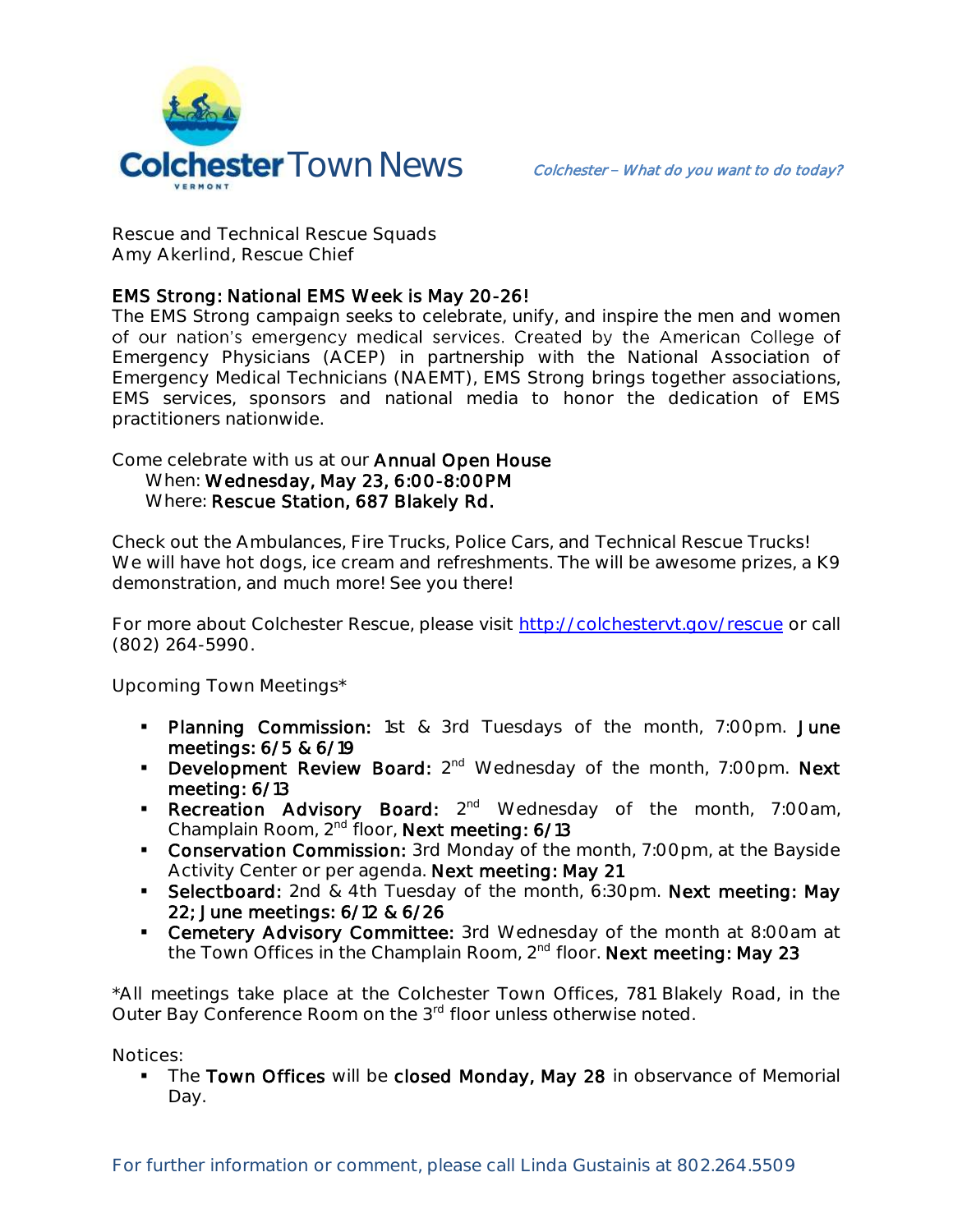Rescue and Technical Rescue Squads
Amy Akerlind, Rescue Chief

**EMS Strong: National EMS Week is May 20-26!**
The EMS Strong campaign seeks to celebrate, unify, and inspire the men and women of our nation's emergency medical services. Created by the American College of Emergency Physicians (ACEP) in partnership with the National Association of Emergency Medical Technicians (NAEMT), EMS Strong brings together associations, EMS services, sponsors and national media to honor the dedication of EMS practitioners nationwide.

Come celebrate with us at our **Annual Open House**
When: **Wednesday, May 23, 6:00-8:00PM**
Where: **Rescue Station, 687 Blakely Rd.**

Check out the Ambulances, Fire Trucks, Police Cars, and Technical Rescue Trucks! We will have hot dogs, ice cream and refreshments. The will be awesome prizes, a K9 demonstration, and much more! See you there!

For more about Colchester Rescue, please visit http://colchestervt.gov/rescue or call (802) 264-5990.

Upcoming Town Meetings*

- **Planning Commission:** 1st & 3rd Tuesdays of the month, 7:00pm. **June meetings: 6/5 & 6/19**
- **Development Review Board:** 2nd Wednesday of the month, 7:00pm. **Next meeting: 6/13**
- **Recreation Advisory Board:** 2nd Wednesday of the month, 7:00am, Champlain Room, 2nd floor, **Next meeting: 6/13**
- **Conservation Commission:** 3rd Monday of the month, 7:00pm, at the Bayside Activity Center or per agenda. **Next meeting: May 21**
- **Selectboard:** 2nd & 4th Tuesday of the month, 6:30pm. **Next meeting: May 22; June meetings: 6/12 & 6/26**
- **Cemetery Advisory Committee:** 3rd Wednesday of the month at 8:00am at the Town Offices in the Champlain Room, 2nd floor. **Next meeting: May 23**

*All meetings take place at the Colchester Town Offices, 781 Blakely Road, in the Outer Bay Conference Room on the 3rd floor unless otherwise noted.

Notices:

- The **Town Offices** will be **closed Monday, May 28** in observance of Memorial Day.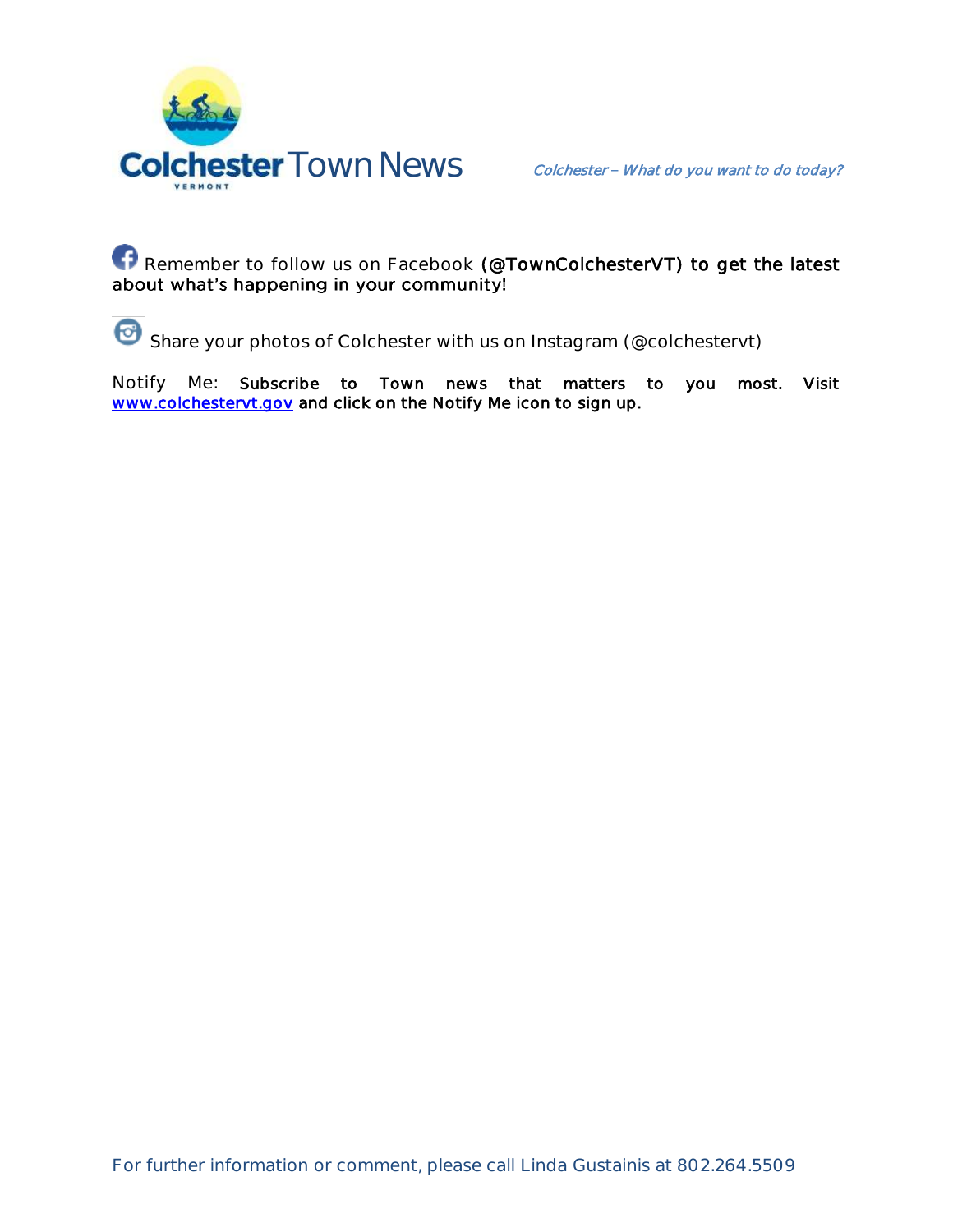# Colchester Town News

VERMONT

*Colchester – What do you want to do today?*

Remember to follow us on Facebook **(@TownColchesterVT) to get the latest about what's happening in your community!**

Share your photos of Colchester with us on Instagram (@colchestervt)

Notify Me: **Subscribe to Town news that matters to you most. Visit [www.colchestervt.gov](http://www.colchestervt.gov) and click on the Notify Me icon to sign up.**

For further information or comment, please call Linda Gustainis at 802.264.5509